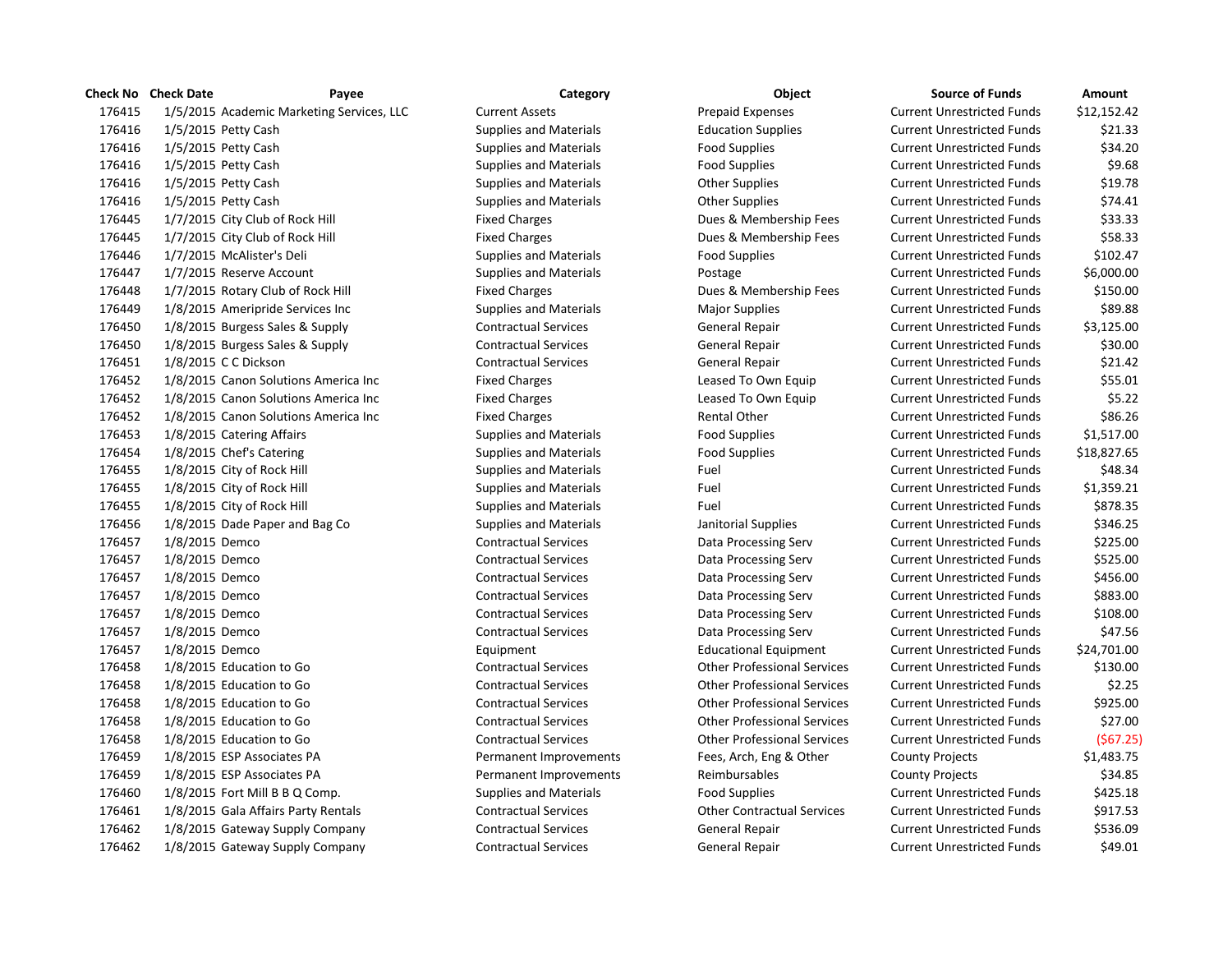| Check No | Check Date | Payee | Category | Object | Source of Funds | Amount |
|---|---|---|---|---|---|---|
| 176415 | 1/5/2015 | Academic Marketing Services, LLC | Current Assets | Prepaid Expenses | Current Unrestricted Funds | $12,152.42 |
| 176416 | 1/5/2015 | Petty Cash | Supplies and Materials | Education Supplies | Current Unrestricted Funds | $21.33 |
| 176416 | 1/5/2015 | Petty Cash | Supplies and Materials | Food Supplies | Current Unrestricted Funds | $34.20 |
| 176416 | 1/5/2015 | Petty Cash | Supplies and Materials | Food Supplies | Current Unrestricted Funds | $9.68 |
| 176416 | 1/5/2015 | Petty Cash | Supplies and Materials | Other Supplies | Current Unrestricted Funds | $19.78 |
| 176416 | 1/5/2015 | Petty Cash | Supplies and Materials | Other Supplies | Current Unrestricted Funds | $74.41 |
| 176445 | 1/7/2015 | City Club of Rock Hill | Fixed Charges | Dues & Membership Fees | Current Unrestricted Funds | $33.33 |
| 176445 | 1/7/2015 | City Club of Rock Hill | Fixed Charges | Dues & Membership Fees | Current Unrestricted Funds | $58.33 |
| 176446 | 1/7/2015 | McAlister's Deli | Supplies and Materials | Food Supplies | Current Unrestricted Funds | $102.47 |
| 176447 | 1/7/2015 | Reserve Account | Supplies and Materials | Postage | Current Unrestricted Funds | $6,000.00 |
| 176448 | 1/7/2015 | Rotary Club of Rock Hill | Fixed Charges | Dues & Membership Fees | Current Unrestricted Funds | $150.00 |
| 176449 | 1/8/2015 | Ameripride Services Inc | Supplies and Materials | Major Supplies | Current Unrestricted Funds | $89.88 |
| 176450 | 1/8/2015 | Burgess Sales & Supply | Contractual Services | General Repair | Current Unrestricted Funds | $3,125.00 |
| 176450 | 1/8/2015 | Burgess Sales & Supply | Contractual Services | General Repair | Current Unrestricted Funds | $30.00 |
| 176451 | 1/8/2015 | C C Dickson | Contractual Services | General Repair | Current Unrestricted Funds | $21.42 |
| 176452 | 1/8/2015 | Canon Solutions America Inc | Fixed Charges | Leased To Own Equip | Current Unrestricted Funds | $55.01 |
| 176452 | 1/8/2015 | Canon Solutions America Inc | Fixed Charges | Leased To Own Equip | Current Unrestricted Funds | $5.22 |
| 176452 | 1/8/2015 | Canon Solutions America Inc | Fixed Charges | Rental Other | Current Unrestricted Funds | $86.26 |
| 176453 | 1/8/2015 | Catering Affairs | Supplies and Materials | Food Supplies | Current Unrestricted Funds | $1,517.00 |
| 176454 | 1/8/2015 | Chef's Catering | Supplies and Materials | Food Supplies | Current Unrestricted Funds | $18,827.65 |
| 176455 | 1/8/2015 | City of Rock Hill | Supplies and Materials | Fuel | Current Unrestricted Funds | $48.34 |
| 176455 | 1/8/2015 | City of Rock Hill | Supplies and Materials | Fuel | Current Unrestricted Funds | $1,359.21 |
| 176455 | 1/8/2015 | City of Rock Hill | Supplies and Materials | Fuel | Current Unrestricted Funds | $878.35 |
| 176456 | 1/8/2015 | Dade Paper and Bag Co | Supplies and Materials | Janitorial Supplies | Current Unrestricted Funds | $346.25 |
| 176457 | 1/8/2015 | Demco | Contractual Services | Data Processing Serv | Current Unrestricted Funds | $225.00 |
| 176457 | 1/8/2015 | Demco | Contractual Services | Data Processing Serv | Current Unrestricted Funds | $525.00 |
| 176457 | 1/8/2015 | Demco | Contractual Services | Data Processing Serv | Current Unrestricted Funds | $456.00 |
| 176457 | 1/8/2015 | Demco | Contractual Services | Data Processing Serv | Current Unrestricted Funds | $883.00 |
| 176457 | 1/8/2015 | Demco | Contractual Services | Data Processing Serv | Current Unrestricted Funds | $108.00 |
| 176457 | 1/8/2015 | Demco | Contractual Services | Data Processing Serv | Current Unrestricted Funds | $47.56 |
| 176457 | 1/8/2015 | Demco | Equipment | Educational Equipment | Current Unrestricted Funds | $24,701.00 |
| 176458 | 1/8/2015 | Education to Go | Contractual Services | Other Professional Services | Current Unrestricted Funds | $130.00 |
| 176458 | 1/8/2015 | Education to Go | Contractual Services | Other Professional Services | Current Unrestricted Funds | $2.25 |
| 176458 | 1/8/2015 | Education to Go | Contractual Services | Other Professional Services | Current Unrestricted Funds | $925.00 |
| 176458 | 1/8/2015 | Education to Go | Contractual Services | Other Professional Services | Current Unrestricted Funds | $27.00 |
| 176458 | 1/8/2015 | Education to Go | Contractual Services | Other Professional Services | Current Unrestricted Funds | ($67.25) |
| 176459 | 1/8/2015 | ESP Associates PA | Permanent Improvements | Fees, Arch, Eng & Other | County Projects | $1,483.75 |
| 176459 | 1/8/2015 | ESP Associates PA | Permanent Improvements | Reimbursables | County Projects | $34.85 |
| 176460 | 1/8/2015 | Fort Mill B B Q Comp. | Supplies and Materials | Food Supplies | Current Unrestricted Funds | $425.18 |
| 176461 | 1/8/2015 | Gala Affairs Party Rentals | Contractual Services | Other Contractual Services | Current Unrestricted Funds | $917.53 |
| 176462 | 1/8/2015 | Gateway Supply Company | Contractual Services | General Repair | Current Unrestricted Funds | $536.09 |
| 176462 | 1/8/2015 | Gateway Supply Company | Contractual Services | General Repair | Current Unrestricted Funds | $49.01 |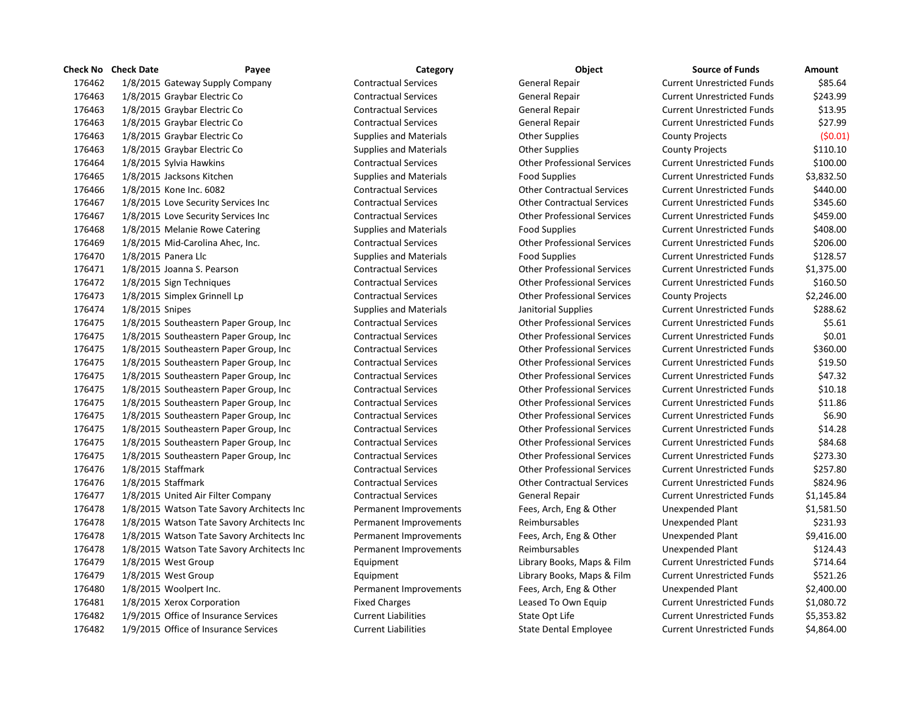| Check No | Check Date | Payee | Category | Object | Source of Funds | Amount |
|---|---|---|---|---|---|---|
| 176462 | 1/8/2015 | Gateway Supply Company | Contractual Services | General Repair | Current Unrestricted Funds | $85.64 |
| 176463 | 1/8/2015 | Graybar Electric Co | Contractual Services | General Repair | Current Unrestricted Funds | $243.99 |
| 176463 | 1/8/2015 | Graybar Electric Co | Contractual Services | General Repair | Current Unrestricted Funds | $13.95 |
| 176463 | 1/8/2015 | Graybar Electric Co | Contractual Services | General Repair | Current Unrestricted Funds | $27.99 |
| 176463 | 1/8/2015 | Graybar Electric Co | Supplies and Materials | Other Supplies | County Projects | ($0.01) |
| 176463 | 1/8/2015 | Graybar Electric Co | Supplies and Materials | Other Supplies | County Projects | $110.10 |
| 176464 | 1/8/2015 | Sylvia Hawkins | Contractual Services | Other Professional Services | Current Unrestricted Funds | $100.00 |
| 176465 | 1/8/2015 | Jacksons Kitchen | Supplies and Materials | Food Supplies | Current Unrestricted Funds | $3,832.50 |
| 176466 | 1/8/2015 | Kone Inc. 6082 | Contractual Services | Other Contractual Services | Current Unrestricted Funds | $440.00 |
| 176467 | 1/8/2015 | Love Security Services Inc | Contractual Services | Other Contractual Services | Current Unrestricted Funds | $345.60 |
| 176467 | 1/8/2015 | Love Security Services Inc | Contractual Services | Other Professional Services | Current Unrestricted Funds | $459.00 |
| 176468 | 1/8/2015 | Melanie Rowe Catering | Supplies and Materials | Food Supplies | Current Unrestricted Funds | $408.00 |
| 176469 | 1/8/2015 | Mid-Carolina Ahec, Inc. | Contractual Services | Other Professional Services | Current Unrestricted Funds | $206.00 |
| 176470 | 1/8/2015 | Panera Llc | Supplies and Materials | Food Supplies | Current Unrestricted Funds | $128.57 |
| 176471 | 1/8/2015 | Joanna S. Pearson | Contractual Services | Other Professional Services | Current Unrestricted Funds | $1,375.00 |
| 176472 | 1/8/2015 | Sign Techniques | Contractual Services | Other Professional Services | Current Unrestricted Funds | $160.50 |
| 176473 | 1/8/2015 | Simplex Grinnell Lp | Contractual Services | Other Professional Services | County Projects | $2,246.00 |
| 176474 | 1/8/2015 | Snipes | Supplies and Materials | Janitorial Supplies | Current Unrestricted Funds | $288.62 |
| 176475 | 1/8/2015 | Southeastern Paper Group, Inc | Contractual Services | Other Professional Services | Current Unrestricted Funds | $5.61 |
| 176475 | 1/8/2015 | Southeastern Paper Group, Inc | Contractual Services | Other Professional Services | Current Unrestricted Funds | $0.01 |
| 176475 | 1/8/2015 | Southeastern Paper Group, Inc | Contractual Services | Other Professional Services | Current Unrestricted Funds | $360.00 |
| 176475 | 1/8/2015 | Southeastern Paper Group, Inc | Contractual Services | Other Professional Services | Current Unrestricted Funds | $19.50 |
| 176475 | 1/8/2015 | Southeastern Paper Group, Inc | Contractual Services | Other Professional Services | Current Unrestricted Funds | $47.32 |
| 176475 | 1/8/2015 | Southeastern Paper Group, Inc | Contractual Services | Other Professional Services | Current Unrestricted Funds | $10.18 |
| 176475 | 1/8/2015 | Southeastern Paper Group, Inc | Contractual Services | Other Professional Services | Current Unrestricted Funds | $11.86 |
| 176475 | 1/8/2015 | Southeastern Paper Group, Inc | Contractual Services | Other Professional Services | Current Unrestricted Funds | $6.90 |
| 176475 | 1/8/2015 | Southeastern Paper Group, Inc | Contractual Services | Other Professional Services | Current Unrestricted Funds | $14.28 |
| 176475 | 1/8/2015 | Southeastern Paper Group, Inc | Contractual Services | Other Professional Services | Current Unrestricted Funds | $84.68 |
| 176475 | 1/8/2015 | Southeastern Paper Group, Inc | Contractual Services | Other Professional Services | Current Unrestricted Funds | $273.30 |
| 176476 | 1/8/2015 | Staffmark | Contractual Services | Other Professional Services | Current Unrestricted Funds | $257.80 |
| 176476 | 1/8/2015 | Staffmark | Contractual Services | Other Contractual Services | Current Unrestricted Funds | $824.96 |
| 176477 | 1/8/2015 | United Air Filter Company | Contractual Services | General Repair | Current Unrestricted Funds | $1,145.84 |
| 176478 | 1/8/2015 | Watson Tate Savory Architects Inc | Permanent Improvements | Fees, Arch, Eng & Other | Unexpended Plant | $1,581.50 |
| 176478 | 1/8/2015 | Watson Tate Savory Architects Inc | Permanent Improvements | Reimbursables | Unexpended Plant | $231.93 |
| 176478 | 1/8/2015 | Watson Tate Savory Architects Inc | Permanent Improvements | Fees, Arch, Eng & Other | Unexpended Plant | $9,416.00 |
| 176478 | 1/8/2015 | Watson Tate Savory Architects Inc | Permanent Improvements | Reimbursables | Unexpended Plant | $124.43 |
| 176479 | 1/8/2015 | West Group | Equipment | Library Books, Maps & Film | Current Unrestricted Funds | $714.64 |
| 176479 | 1/8/2015 | West Group | Equipment | Library Books, Maps & Film | Current Unrestricted Funds | $521.26 |
| 176480 | 1/8/2015 | Woolpert Inc. | Permanent Improvements | Fees, Arch, Eng & Other | Unexpended Plant | $2,400.00 |
| 176481 | 1/8/2015 | Xerox Corporation | Fixed Charges | Leased To Own Equip | Current Unrestricted Funds | $1,080.72 |
| 176482 | 1/9/2015 | Office of Insurance Services | Current Liabilities | State Opt Life | Current Unrestricted Funds | $5,353.82 |
| 176482 | 1/9/2015 | Office of Insurance Services | Current Liabilities | State Dental Employee | Current Unrestricted Funds | $4,864.00 |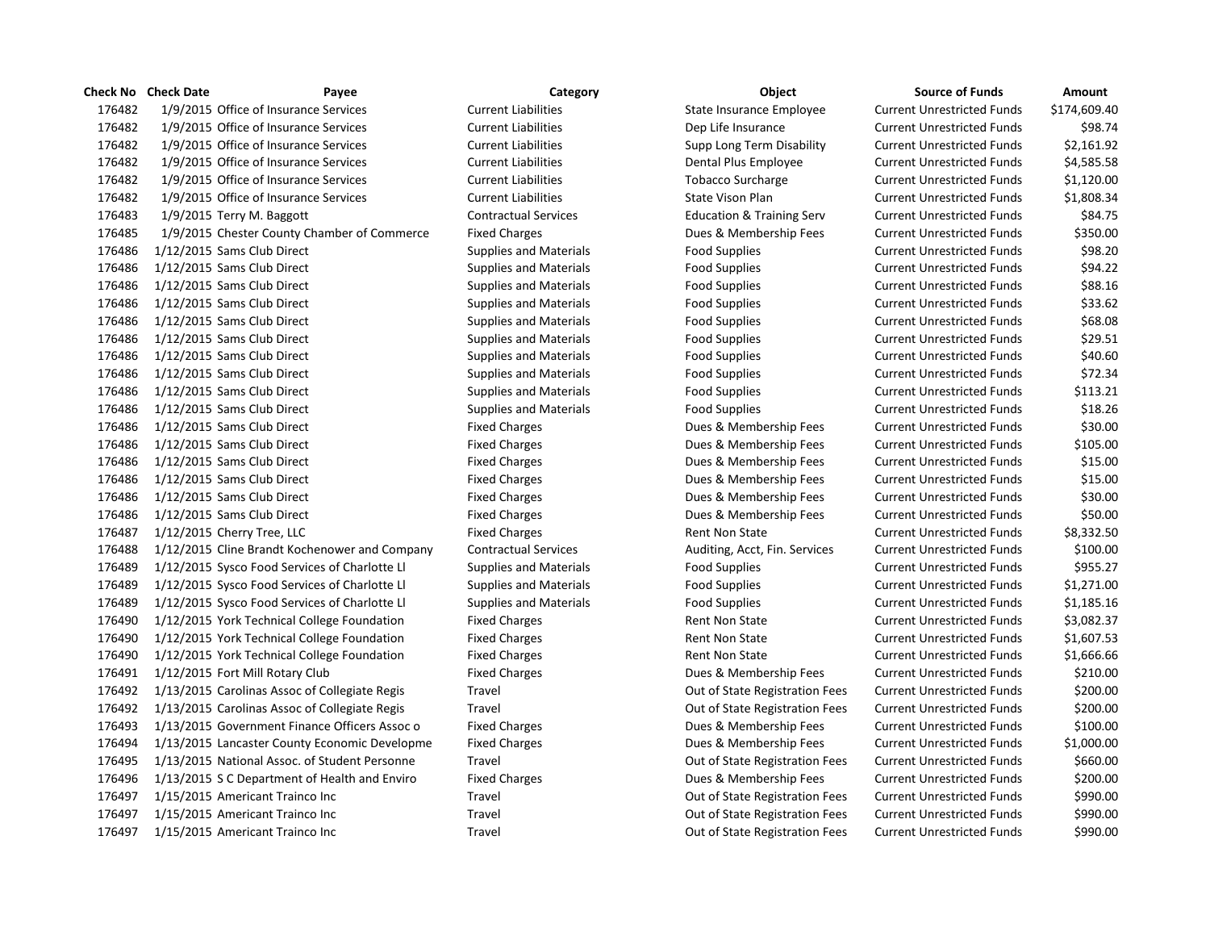| Check No | Check Date | Payee | Category | Object | Source of Funds | Amount |
|---|---|---|---|---|---|---|
| 176482 | 1/9/2015 | Office of Insurance Services | Current Liabilities | State Insurance Employee | Current Unrestricted Funds | $174,609.40 |
| 176482 | 1/9/2015 | Office of Insurance Services | Current Liabilities | Dep Life Insurance | Current Unrestricted Funds | $98.74 |
| 176482 | 1/9/2015 | Office of Insurance Services | Current Liabilities | Supp Long Term Disability | Current Unrestricted Funds | $2,161.92 |
| 176482 | 1/9/2015 | Office of Insurance Services | Current Liabilities | Dental Plus Employee | Current Unrestricted Funds | $4,585.58 |
| 176482 | 1/9/2015 | Office of Insurance Services | Current Liabilities | Tobacco Surcharge | Current Unrestricted Funds | $1,120.00 |
| 176482 | 1/9/2015 | Office of Insurance Services | Current Liabilities | State Vison Plan | Current Unrestricted Funds | $1,808.34 |
| 176483 | 1/9/2015 | Terry M. Baggott | Contractual Services | Education & Training Serv | Current Unrestricted Funds | $84.75 |
| 176485 | 1/9/2015 | Chester County Chamber of Commerce | Fixed Charges | Dues & Membership Fees | Current Unrestricted Funds | $350.00 |
| 176486 | 1/12/2015 | Sams Club Direct | Supplies and Materials | Food Supplies | Current Unrestricted Funds | $98.20 |
| 176486 | 1/12/2015 | Sams Club Direct | Supplies and Materials | Food Supplies | Current Unrestricted Funds | $94.22 |
| 176486 | 1/12/2015 | Sams Club Direct | Supplies and Materials | Food Supplies | Current Unrestricted Funds | $88.16 |
| 176486 | 1/12/2015 | Sams Club Direct | Supplies and Materials | Food Supplies | Current Unrestricted Funds | $33.62 |
| 176486 | 1/12/2015 | Sams Club Direct | Supplies and Materials | Food Supplies | Current Unrestricted Funds | $68.08 |
| 176486 | 1/12/2015 | Sams Club Direct | Supplies and Materials | Food Supplies | Current Unrestricted Funds | $29.51 |
| 176486 | 1/12/2015 | Sams Club Direct | Supplies and Materials | Food Supplies | Current Unrestricted Funds | $40.60 |
| 176486 | 1/12/2015 | Sams Club Direct | Supplies and Materials | Food Supplies | Current Unrestricted Funds | $72.34 |
| 176486 | 1/12/2015 | Sams Club Direct | Supplies and Materials | Food Supplies | Current Unrestricted Funds | $113.21 |
| 176486 | 1/12/2015 | Sams Club Direct | Supplies and Materials | Food Supplies | Current Unrestricted Funds | $18.26 |
| 176486 | 1/12/2015 | Sams Club Direct | Fixed Charges | Dues & Membership Fees | Current Unrestricted Funds | $30.00 |
| 176486 | 1/12/2015 | Sams Club Direct | Fixed Charges | Dues & Membership Fees | Current Unrestricted Funds | $105.00 |
| 176486 | 1/12/2015 | Sams Club Direct | Fixed Charges | Dues & Membership Fees | Current Unrestricted Funds | $15.00 |
| 176486 | 1/12/2015 | Sams Club Direct | Fixed Charges | Dues & Membership Fees | Current Unrestricted Funds | $15.00 |
| 176486 | 1/12/2015 | Sams Club Direct | Fixed Charges | Dues & Membership Fees | Current Unrestricted Funds | $30.00 |
| 176486 | 1/12/2015 | Sams Club Direct | Fixed Charges | Dues & Membership Fees | Current Unrestricted Funds | $50.00 |
| 176487 | 1/12/2015 | Cherry Tree, LLC | Fixed Charges | Rent Non State | Current Unrestricted Funds | $8,332.50 |
| 176488 | 1/12/2015 | Cline Brandt Kochenower and Company | Contractual Services | Auditing, Acct, Fin. Services | Current Unrestricted Funds | $100.00 |
| 176489 | 1/12/2015 | Sysco Food Services of Charlotte Ll | Supplies and Materials | Food Supplies | Current Unrestricted Funds | $955.27 |
| 176489 | 1/12/2015 | Sysco Food Services of Charlotte Ll | Supplies and Materials | Food Supplies | Current Unrestricted Funds | $1,271.00 |
| 176489 | 1/12/2015 | Sysco Food Services of Charlotte Ll | Supplies and Materials | Food Supplies | Current Unrestricted Funds | $1,185.16 |
| 176490 | 1/12/2015 | York Technical College Foundation | Fixed Charges | Rent Non State | Current Unrestricted Funds | $3,082.37 |
| 176490 | 1/12/2015 | York Technical College Foundation | Fixed Charges | Rent Non State | Current Unrestricted Funds | $1,607.53 |
| 176490 | 1/12/2015 | York Technical College Foundation | Fixed Charges | Rent Non State | Current Unrestricted Funds | $1,666.66 |
| 176491 | 1/12/2015 | Fort Mill Rotary Club | Fixed Charges | Dues & Membership Fees | Current Unrestricted Funds | $210.00 |
| 176492 | 1/13/2015 | Carolinas Assoc of Collegiate Regis | Travel | Out of State Registration Fees | Current Unrestricted Funds | $200.00 |
| 176492 | 1/13/2015 | Carolinas Assoc of Collegiate Regis | Travel | Out of State Registration Fees | Current Unrestricted Funds | $200.00 |
| 176493 | 1/13/2015 | Government Finance Officers Assoc o | Fixed Charges | Dues & Membership Fees | Current Unrestricted Funds | $100.00 |
| 176494 | 1/13/2015 | Lancaster County Economic Developme | Fixed Charges | Dues & Membership Fees | Current Unrestricted Funds | $1,000.00 |
| 176495 | 1/13/2015 | National Assoc. of Student Personne | Travel | Out of State Registration Fees | Current Unrestricted Funds | $660.00 |
| 176496 | 1/13/2015 | S C Department of Health and Enviro | Fixed Charges | Dues & Membership Fees | Current Unrestricted Funds | $200.00 |
| 176497 | 1/15/2015 | Americant Trainco Inc | Travel | Out of State Registration Fees | Current Unrestricted Funds | $990.00 |
| 176497 | 1/15/2015 | Americant Trainco Inc | Travel | Out of State Registration Fees | Current Unrestricted Funds | $990.00 |
| 176497 | 1/15/2015 | Americant Trainco Inc | Travel | Out of State Registration Fees | Current Unrestricted Funds | $990.00 |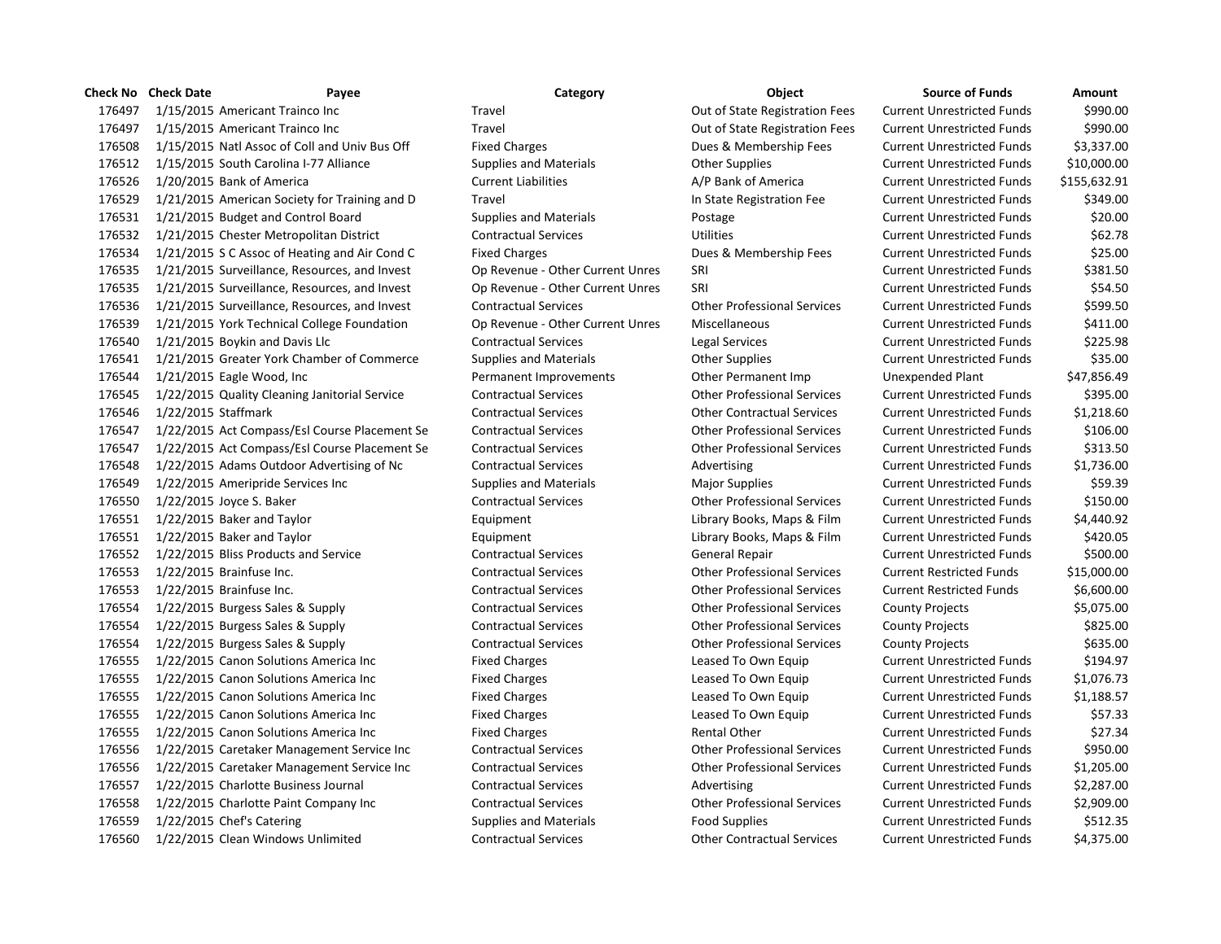| Check No | Check Date | Payee | Category | Object | Source of Funds | Amount |
|---|---|---|---|---|---|---|
| 176497 | 1/15/2015 | Americant Trainco Inc | Travel | Out of State Registration Fees | Current Unrestricted Funds | $990.00 |
| 176497 | 1/15/2015 | Americant Trainco Inc | Travel | Out of State Registration Fees | Current Unrestricted Funds | $990.00 |
| 176508 | 1/15/2015 | Natl Assoc of Coll and Univ Bus Off | Fixed Charges | Dues & Membership Fees | Current Unrestricted Funds | $3,337.00 |
| 176512 | 1/15/2015 | South Carolina I-77 Alliance | Supplies and Materials | Other Supplies | Current Unrestricted Funds | $10,000.00 |
| 176526 | 1/20/2015 | Bank of America | Current Liabilities | A/P Bank of America | Current Unrestricted Funds | $155,632.91 |
| 176529 | 1/21/2015 | American Society for Training and D | Travel | In State Registration Fee | Current Unrestricted Funds | $349.00 |
| 176531 | 1/21/2015 | Budget and Control Board | Supplies and Materials | Postage | Current Unrestricted Funds | $20.00 |
| 176532 | 1/21/2015 | Chester Metropolitan District | Contractual Services | Utilities | Current Unrestricted Funds | $62.78 |
| 176534 | 1/21/2015 | S C Assoc of Heating and Air Cond C | Fixed Charges | Dues & Membership Fees | Current Unrestricted Funds | $25.00 |
| 176535 | 1/21/2015 | Surveillance, Resources, and Invest | Op Revenue - Other Current Unres | SRI | Current Unrestricted Funds | $381.50 |
| 176535 | 1/21/2015 | Surveillance, Resources, and Invest | Op Revenue - Other Current Unres | SRI | Current Unrestricted Funds | $54.50 |
| 176536 | 1/21/2015 | Surveillance, Resources, and Invest | Contractual Services | Other Professional Services | Current Unrestricted Funds | $599.50 |
| 176539 | 1/21/2015 | York Technical College Foundation | Op Revenue - Other Current Unres | Miscellaneous | Current Unrestricted Funds | $411.00 |
| 176540 | 1/21/2015 | Boykin and Davis Llc | Contractual Services | Legal Services | Current Unrestricted Funds | $225.98 |
| 176541 | 1/21/2015 | Greater York Chamber of Commerce | Supplies and Materials | Other Supplies | Current Unrestricted Funds | $35.00 |
| 176544 | 1/21/2015 | Eagle Wood, Inc | Permanent Improvements | Other Permanent Imp | Unexpended Plant | $47,856.49 |
| 176545 | 1/22/2015 | Quality Cleaning Janitorial Service | Contractual Services | Other Professional Services | Current Unrestricted Funds | $395.00 |
| 176546 | 1/22/2015 | Staffmark | Contractual Services | Other Contractual Services | Current Unrestricted Funds | $1,218.60 |
| 176547 | 1/22/2015 | Act Compass/Esl Course Placement Se | Contractual Services | Other Professional Services | Current Unrestricted Funds | $106.00 |
| 176547 | 1/22/2015 | Act Compass/Esl Course Placement Se | Contractual Services | Other Professional Services | Current Unrestricted Funds | $313.50 |
| 176548 | 1/22/2015 | Adams Outdoor Advertising of Nc | Contractual Services | Advertising | Current Unrestricted Funds | $1,736.00 |
| 176549 | 1/22/2015 | Ameripride Services Inc | Supplies and Materials | Major Supplies | Current Unrestricted Funds | $59.39 |
| 176550 | 1/22/2015 | Joyce S. Baker | Contractual Services | Other Professional Services | Current Unrestricted Funds | $150.00 |
| 176551 | 1/22/2015 | Baker and Taylor | Equipment | Library Books, Maps & Film | Current Unrestricted Funds | $4,440.92 |
| 176551 | 1/22/2015 | Baker and Taylor | Equipment | Library Books, Maps & Film | Current Unrestricted Funds | $420.05 |
| 176552 | 1/22/2015 | Bliss Products and Service | Contractual Services | General Repair | Current Unrestricted Funds | $500.00 |
| 176553 | 1/22/2015 | Brainfuse Inc. | Contractual Services | Other Professional Services | Current Restricted Funds | $15,000.00 |
| 176553 | 1/22/2015 | Brainfuse Inc. | Contractual Services | Other Professional Services | Current Restricted Funds | $6,600.00 |
| 176554 | 1/22/2015 | Burgess Sales & Supply | Contractual Services | Other Professional Services | County Projects | $5,075.00 |
| 176554 | 1/22/2015 | Burgess Sales & Supply | Contractual Services | Other Professional Services | County Projects | $825.00 |
| 176554 | 1/22/2015 | Burgess Sales & Supply | Contractual Services | Other Professional Services | County Projects | $635.00 |
| 176555 | 1/22/2015 | Canon Solutions America Inc | Fixed Charges | Leased To Own Equip | Current Unrestricted Funds | $194.97 |
| 176555 | 1/22/2015 | Canon Solutions America Inc | Fixed Charges | Leased To Own Equip | Current Unrestricted Funds | $1,076.73 |
| 176555 | 1/22/2015 | Canon Solutions America Inc | Fixed Charges | Leased To Own Equip | Current Unrestricted Funds | $1,188.57 |
| 176555 | 1/22/2015 | Canon Solutions America Inc | Fixed Charges | Leased To Own Equip | Current Unrestricted Funds | $57.33 |
| 176555 | 1/22/2015 | Canon Solutions America Inc | Fixed Charges | Rental Other | Current Unrestricted Funds | $27.34 |
| 176556 | 1/22/2015 | Caretaker Management Service Inc | Contractual Services | Other Professional Services | Current Unrestricted Funds | $950.00 |
| 176556 | 1/22/2015 | Caretaker Management Service Inc | Contractual Services | Other Professional Services | Current Unrestricted Funds | $1,205.00 |
| 176557 | 1/22/2015 | Charlotte Business Journal | Contractual Services | Advertising | Current Unrestricted Funds | $2,287.00 |
| 176558 | 1/22/2015 | Charlotte Paint Company Inc | Contractual Services | Other Professional Services | Current Unrestricted Funds | $2,909.00 |
| 176559 | 1/22/2015 | Chef's Catering | Supplies and Materials | Food Supplies | Current Unrestricted Funds | $512.35 |
| 176560 | 1/22/2015 | Clean Windows Unlimited | Contractual Services | Other Contractual Services | Current Unrestricted Funds | $4,375.00 |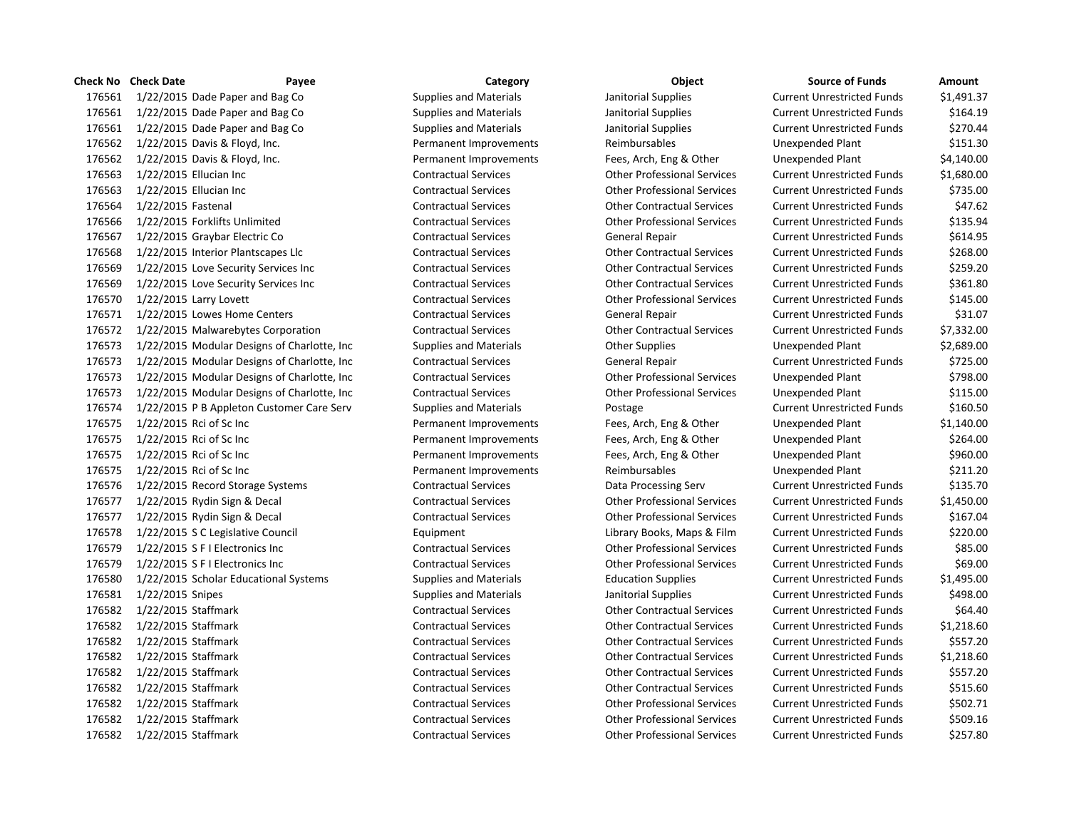| Check No | Check Date | Payee | Category | Object | Source of Funds | Amount |
|---|---|---|---|---|---|---|
| 176561 | 1/22/2015 | Dade Paper and Bag Co | Supplies and Materials | Janitorial Supplies | Current Unrestricted Funds | $1,491.37 |
| 176561 | 1/22/2015 | Dade Paper and Bag Co | Supplies and Materials | Janitorial Supplies | Current Unrestricted Funds | $164.19 |
| 176561 | 1/22/2015 | Dade Paper and Bag Co | Supplies and Materials | Janitorial Supplies | Current Unrestricted Funds | $270.44 |
| 176562 | 1/22/2015 | Davis & Floyd, Inc. | Permanent Improvements | Reimbursables | Unexpended Plant | $151.30 |
| 176562 | 1/22/2015 | Davis & Floyd, Inc. | Permanent Improvements | Fees, Arch, Eng & Other | Unexpended Plant | $4,140.00 |
| 176563 | 1/22/2015 | Ellucian Inc | Contractual Services | Other Professional Services | Current Unrestricted Funds | $1,680.00 |
| 176563 | 1/22/2015 | Ellucian Inc | Contractual Services | Other Professional Services | Current Unrestricted Funds | $735.00 |
| 176564 | 1/22/2015 | Fastenal | Contractual Services | Other Contractual Services | Current Unrestricted Funds | $47.62 |
| 176566 | 1/22/2015 | Forklifts Unlimited | Contractual Services | Other Professional Services | Current Unrestricted Funds | $135.94 |
| 176567 | 1/22/2015 | Graybar Electric Co | Contractual Services | General Repair | Current Unrestricted Funds | $614.95 |
| 176568 | 1/22/2015 | Interior Plantscapes Llc | Contractual Services | Other Contractual Services | Current Unrestricted Funds | $268.00 |
| 176569 | 1/22/2015 | Love Security Services Inc | Contractual Services | Other Contractual Services | Current Unrestricted Funds | $259.20 |
| 176569 | 1/22/2015 | Love Security Services Inc | Contractual Services | Other Contractual Services | Current Unrestricted Funds | $361.80 |
| 176570 | 1/22/2015 | Larry Lovett | Contractual Services | Other Professional Services | Current Unrestricted Funds | $145.00 |
| 176571 | 1/22/2015 | Lowes Home Centers | Contractual Services | General Repair | Current Unrestricted Funds | $31.07 |
| 176572 | 1/22/2015 | Malwarebytes Corporation | Contractual Services | Other Contractual Services | Current Unrestricted Funds | $7,332.00 |
| 176573 | 1/22/2015 | Modular Designs of Charlotte, Inc | Supplies and Materials | Other Supplies | Unexpended Plant | $2,689.00 |
| 176573 | 1/22/2015 | Modular Designs of Charlotte, Inc | Contractual Services | General Repair | Current Unrestricted Funds | $725.00 |
| 176573 | 1/22/2015 | Modular Designs of Charlotte, Inc | Contractual Services | Other Professional Services | Unexpended Plant | $798.00 |
| 176573 | 1/22/2015 | Modular Designs of Charlotte, Inc | Contractual Services | Other Professional Services | Unexpended Plant | $115.00 |
| 176574 | 1/22/2015 | P B Appleton Customer Care Serv | Supplies and Materials | Postage | Current Unrestricted Funds | $160.50 |
| 176575 | 1/22/2015 | Rci of Sc Inc | Permanent Improvements | Fees, Arch, Eng & Other | Unexpended Plant | $1,140.00 |
| 176575 | 1/22/2015 | Rci of Sc Inc | Permanent Improvements | Fees, Arch, Eng & Other | Unexpended Plant | $264.00 |
| 176575 | 1/22/2015 | Rci of Sc Inc | Permanent Improvements | Fees, Arch, Eng & Other | Unexpended Plant | $960.00 |
| 176575 | 1/22/2015 | Rci of Sc Inc | Permanent Improvements | Reimbursables | Unexpended Plant | $211.20 |
| 176576 | 1/22/2015 | Record Storage Systems | Contractual Services | Data Processing Serv | Current Unrestricted Funds | $135.70 |
| 176577 | 1/22/2015 | Rydin Sign & Decal | Contractual Services | Other Professional Services | Current Unrestricted Funds | $1,450.00 |
| 176577 | 1/22/2015 | Rydin Sign & Decal | Contractual Services | Other Professional Services | Current Unrestricted Funds | $167.04 |
| 176578 | 1/22/2015 | S C Legislative Council | Equipment | Library Books, Maps & Film | Current Unrestricted Funds | $220.00 |
| 176579 | 1/22/2015 | S F I Electronics Inc | Contractual Services | Other Professional Services | Current Unrestricted Funds | $85.00 |
| 176579 | 1/22/2015 | S F I Electronics Inc | Contractual Services | Other Professional Services | Current Unrestricted Funds | $69.00 |
| 176580 | 1/22/2015 | Scholar Educational Systems | Supplies and Materials | Education Supplies | Current Unrestricted Funds | $1,495.00 |
| 176581 | 1/22/2015 | Snipes | Supplies and Materials | Janitorial Supplies | Current Unrestricted Funds | $498.00 |
| 176582 | 1/22/2015 | Staffmark | Contractual Services | Other Contractual Services | Current Unrestricted Funds | $64.40 |
| 176582 | 1/22/2015 | Staffmark | Contractual Services | Other Contractual Services | Current Unrestricted Funds | $1,218.60 |
| 176582 | 1/22/2015 | Staffmark | Contractual Services | Other Contractual Services | Current Unrestricted Funds | $557.20 |
| 176582 | 1/22/2015 | Staffmark | Contractual Services | Other Contractual Services | Current Unrestricted Funds | $1,218.60 |
| 176582 | 1/22/2015 | Staffmark | Contractual Services | Other Contractual Services | Current Unrestricted Funds | $557.20 |
| 176582 | 1/22/2015 | Staffmark | Contractual Services | Other Contractual Services | Current Unrestricted Funds | $515.60 |
| 176582 | 1/22/2015 | Staffmark | Contractual Services | Other Professional Services | Current Unrestricted Funds | $502.71 |
| 176582 | 1/22/2015 | Staffmark | Contractual Services | Other Professional Services | Current Unrestricted Funds | $509.16 |
| 176582 | 1/22/2015 | Staffmark | Contractual Services | Other Professional Services | Current Unrestricted Funds | $257.80 |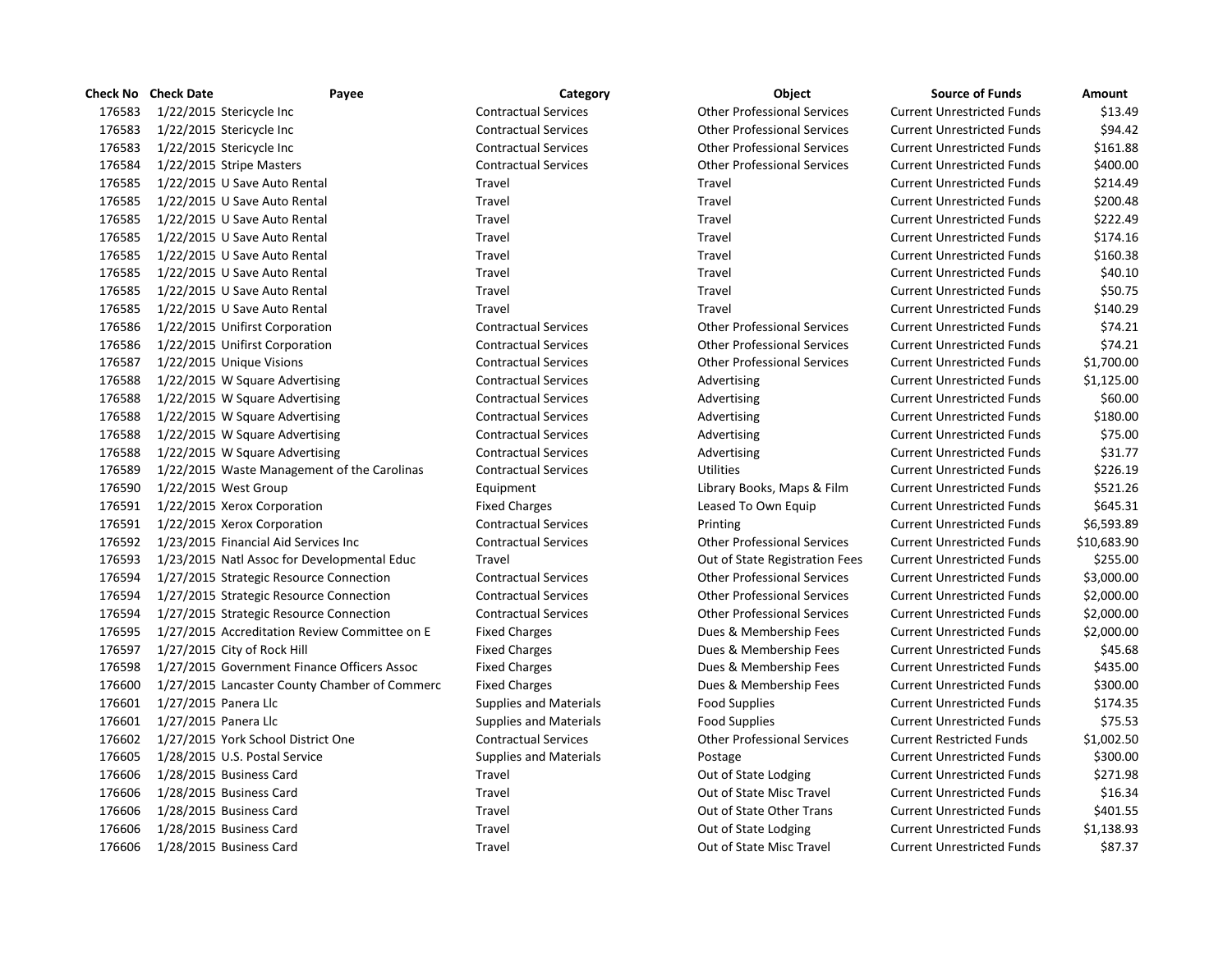| Check No | Check Date | Payee | Category | Object | Source of Funds | Amount |
|---|---|---|---|---|---|---|
| 176583 | 1/22/2015 | Stericycle Inc | Contractual Services | Other Professional Services | Current Unrestricted Funds | $13.49 |
| 176583 | 1/22/2015 | Stericycle Inc | Contractual Services | Other Professional Services | Current Unrestricted Funds | $94.42 |
| 176583 | 1/22/2015 | Stericycle Inc | Contractual Services | Other Professional Services | Current Unrestricted Funds | $161.88 |
| 176584 | 1/22/2015 | Stripe Masters | Contractual Services | Other Professional Services | Current Unrestricted Funds | $400.00 |
| 176585 | 1/22/2015 | U Save Auto Rental | Travel | Travel | Current Unrestricted Funds | $214.49 |
| 176585 | 1/22/2015 | U Save Auto Rental | Travel | Travel | Current Unrestricted Funds | $200.48 |
| 176585 | 1/22/2015 | U Save Auto Rental | Travel | Travel | Current Unrestricted Funds | $222.49 |
| 176585 | 1/22/2015 | U Save Auto Rental | Travel | Travel | Current Unrestricted Funds | $174.16 |
| 176585 | 1/22/2015 | U Save Auto Rental | Travel | Travel | Current Unrestricted Funds | $160.38 |
| 176585 | 1/22/2015 | U Save Auto Rental | Travel | Travel | Current Unrestricted Funds | $40.10 |
| 176585 | 1/22/2015 | U Save Auto Rental | Travel | Travel | Current Unrestricted Funds | $50.75 |
| 176585 | 1/22/2015 | U Save Auto Rental | Travel | Travel | Current Unrestricted Funds | $140.29 |
| 176586 | 1/22/2015 | Unifirst Corporation | Contractual Services | Other Professional Services | Current Unrestricted Funds | $74.21 |
| 176586 | 1/22/2015 | Unifirst Corporation | Contractual Services | Other Professional Services | Current Unrestricted Funds | $74.21 |
| 176587 | 1/22/2015 | Unique Visions | Contractual Services | Other Professional Services | Current Unrestricted Funds | $1,700.00 |
| 176588 | 1/22/2015 | W Square Advertising | Contractual Services | Advertising | Current Unrestricted Funds | $1,125.00 |
| 176588 | 1/22/2015 | W Square Advertising | Contractual Services | Advertising | Current Unrestricted Funds | $60.00 |
| 176588 | 1/22/2015 | W Square Advertising | Contractual Services | Advertising | Current Unrestricted Funds | $180.00 |
| 176588 | 1/22/2015 | W Square Advertising | Contractual Services | Advertising | Current Unrestricted Funds | $75.00 |
| 176588 | 1/22/2015 | W Square Advertising | Contractual Services | Advertising | Current Unrestricted Funds | $31.77 |
| 176589 | 1/22/2015 | Waste Management of the Carolinas | Contractual Services | Utilities | Current Unrestricted Funds | $226.19 |
| 176590 | 1/22/2015 | West Group | Equipment | Library Books, Maps & Film | Current Unrestricted Funds | $521.26 |
| 176591 | 1/22/2015 | Xerox Corporation | Fixed Charges | Leased To Own Equip | Current Unrestricted Funds | $645.31 |
| 176591 | 1/22/2015 | Xerox Corporation | Contractual Services | Printing | Current Unrestricted Funds | $6,593.89 |
| 176592 | 1/23/2015 | Financial Aid Services Inc | Contractual Services | Other Professional Services | Current Unrestricted Funds | $10,683.90 |
| 176593 | 1/23/2015 | Natl Assoc for Developmental Educ | Travel | Out of State Registration Fees | Current Unrestricted Funds | $255.00 |
| 176594 | 1/27/2015 | Strategic Resource Connection | Contractual Services | Other Professional Services | Current Unrestricted Funds | $3,000.00 |
| 176594 | 1/27/2015 | Strategic Resource Connection | Contractual Services | Other Professional Services | Current Unrestricted Funds | $2,000.00 |
| 176594 | 1/27/2015 | Strategic Resource Connection | Contractual Services | Other Professional Services | Current Unrestricted Funds | $2,000.00 |
| 176595 | 1/27/2015 | Accreditation Review Committee on E | Fixed Charges | Dues & Membership Fees | Current Unrestricted Funds | $2,000.00 |
| 176597 | 1/27/2015 | City of Rock Hill | Fixed Charges | Dues & Membership Fees | Current Unrestricted Funds | $45.68 |
| 176598 | 1/27/2015 | Government Finance Officers Assoc | Fixed Charges | Dues & Membership Fees | Current Unrestricted Funds | $435.00 |
| 176600 | 1/27/2015 | Lancaster County Chamber of Commerc | Fixed Charges | Dues & Membership Fees | Current Unrestricted Funds | $300.00 |
| 176601 | 1/27/2015 | Panera Llc | Supplies and Materials | Food Supplies | Current Unrestricted Funds | $174.35 |
| 176601 | 1/27/2015 | Panera Llc | Supplies and Materials | Food Supplies | Current Unrestricted Funds | $75.53 |
| 176602 | 1/27/2015 | York School District One | Contractual Services | Other Professional Services | Current Restricted Funds | $1,002.50 |
| 176605 | 1/28/2015 | U.S. Postal Service | Supplies and Materials | Postage | Current Unrestricted Funds | $300.00 |
| 176606 | 1/28/2015 | Business Card | Travel | Out of State Lodging | Current Unrestricted Funds | $271.98 |
| 176606 | 1/28/2015 | Business Card | Travel | Out of State Misc Travel | Current Unrestricted Funds | $16.34 |
| 176606 | 1/28/2015 | Business Card | Travel | Out of State Other Trans | Current Unrestricted Funds | $401.55 |
| 176606 | 1/28/2015 | Business Card | Travel | Out of State Lodging | Current Unrestricted Funds | $1,138.93 |
| 176606 | 1/28/2015 | Business Card | Travel | Out of State Misc Travel | Current Unrestricted Funds | $87.37 |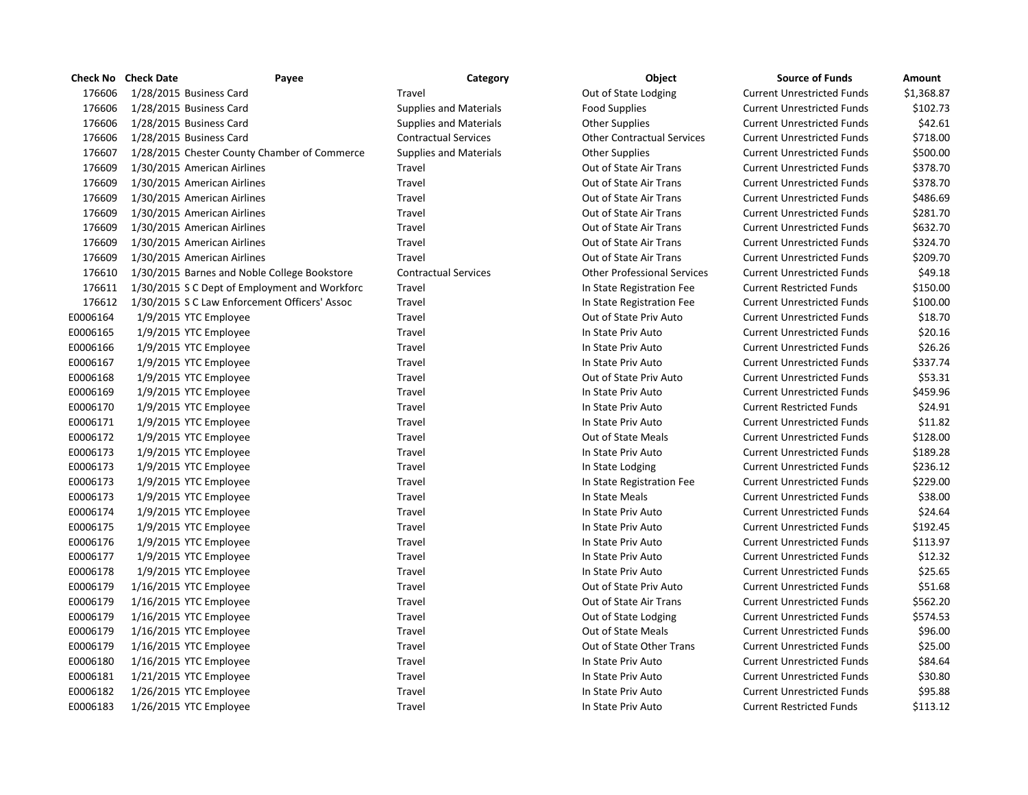| Check No | Check Date | Payee | Category | Object | Source of Funds | Amount |
|---|---|---|---|---|---|---|
| 176606 | 1/28/2015 | Business Card | Travel | Out of State Lodging | Current Unrestricted Funds | $1,368.87 |
| 176606 | 1/28/2015 | Business Card | Supplies and Materials | Food Supplies | Current Unrestricted Funds | $102.73 |
| 176606 | 1/28/2015 | Business Card | Supplies and Materials | Other Supplies | Current Unrestricted Funds | $42.61 |
| 176606 | 1/28/2015 | Business Card | Contractual Services | Other Contractual Services | Current Unrestricted Funds | $718.00 |
| 176607 | 1/28/2015 | Chester County Chamber of Commerce | Supplies and Materials | Other Supplies | Current Unrestricted Funds | $500.00 |
| 176609 | 1/30/2015 | American Airlines | Travel | Out of State Air Trans | Current Unrestricted Funds | $378.70 |
| 176609 | 1/30/2015 | American Airlines | Travel | Out of State Air Trans | Current Unrestricted Funds | $378.70 |
| 176609 | 1/30/2015 | American Airlines | Travel | Out of State Air Trans | Current Unrestricted Funds | $486.69 |
| 176609 | 1/30/2015 | American Airlines | Travel | Out of State Air Trans | Current Unrestricted Funds | $281.70 |
| 176609 | 1/30/2015 | American Airlines | Travel | Out of State Air Trans | Current Unrestricted Funds | $632.70 |
| 176609 | 1/30/2015 | American Airlines | Travel | Out of State Air Trans | Current Unrestricted Funds | $324.70 |
| 176609 | 1/30/2015 | American Airlines | Travel | Out of State Air Trans | Current Unrestricted Funds | $209.70 |
| 176610 | 1/30/2015 | Barnes and Noble College Bookstore | Contractual Services | Other Professional Services | Current Unrestricted Funds | $49.18 |
| 176611 | 1/30/2015 | S C Dept of Employment and Workforc | Travel | In State Registration Fee | Current Restricted Funds | $150.00 |
| 176612 | 1/30/2015 | S C Law Enforcement Officers' Assoc | Travel | In State Registration Fee | Current Unrestricted Funds | $100.00 |
| E0006164 | 1/9/2015 | YTC Employee | Travel | Out of State Priv Auto | Current Unrestricted Funds | $18.70 |
| E0006165 | 1/9/2015 | YTC Employee | Travel | In State Priv Auto | Current Unrestricted Funds | $20.16 |
| E0006166 | 1/9/2015 | YTC Employee | Travel | In State Priv Auto | Current Unrestricted Funds | $26.26 |
| E0006167 | 1/9/2015 | YTC Employee | Travel | In State Priv Auto | Current Unrestricted Funds | $337.74 |
| E0006168 | 1/9/2015 | YTC Employee | Travel | Out of State Priv Auto | Current Unrestricted Funds | $53.31 |
| E0006169 | 1/9/2015 | YTC Employee | Travel | In State Priv Auto | Current Unrestricted Funds | $459.96 |
| E0006170 | 1/9/2015 | YTC Employee | Travel | In State Priv Auto | Current Restricted Funds | $24.91 |
| E0006171 | 1/9/2015 | YTC Employee | Travel | In State Priv Auto | Current Unrestricted Funds | $11.82 |
| E0006172 | 1/9/2015 | YTC Employee | Travel | Out of State Meals | Current Unrestricted Funds | $128.00 |
| E0006173 | 1/9/2015 | YTC Employee | Travel | In State Priv Auto | Current Unrestricted Funds | $189.28 |
| E0006173 | 1/9/2015 | YTC Employee | Travel | In State Lodging | Current Unrestricted Funds | $236.12 |
| E0006173 | 1/9/2015 | YTC Employee | Travel | In State Registration Fee | Current Unrestricted Funds | $229.00 |
| E0006173 | 1/9/2015 | YTC Employee | Travel | In State Meals | Current Unrestricted Funds | $38.00 |
| E0006174 | 1/9/2015 | YTC Employee | Travel | In State Priv Auto | Current Unrestricted Funds | $24.64 |
| E0006175 | 1/9/2015 | YTC Employee | Travel | In State Priv Auto | Current Unrestricted Funds | $192.45 |
| E0006176 | 1/9/2015 | YTC Employee | Travel | In State Priv Auto | Current Unrestricted Funds | $113.97 |
| E0006177 | 1/9/2015 | YTC Employee | Travel | In State Priv Auto | Current Unrestricted Funds | $12.32 |
| E0006178 | 1/9/2015 | YTC Employee | Travel | In State Priv Auto | Current Unrestricted Funds | $25.65 |
| E0006179 | 1/16/2015 | YTC Employee | Travel | Out of State Priv Auto | Current Unrestricted Funds | $51.68 |
| E0006179 | 1/16/2015 | YTC Employee | Travel | Out of State Air Trans | Current Unrestricted Funds | $562.20 |
| E0006179 | 1/16/2015 | YTC Employee | Travel | Out of State Lodging | Current Unrestricted Funds | $574.53 |
| E0006179 | 1/16/2015 | YTC Employee | Travel | Out of State Meals | Current Unrestricted Funds | $96.00 |
| E0006179 | 1/16/2015 | YTC Employee | Travel | Out of State Other Trans | Current Unrestricted Funds | $25.00 |
| E0006180 | 1/16/2015 | YTC Employee | Travel | In State Priv Auto | Current Unrestricted Funds | $84.64 |
| E0006181 | 1/21/2015 | YTC Employee | Travel | In State Priv Auto | Current Unrestricted Funds | $30.80 |
| E0006182 | 1/26/2015 | YTC Employee | Travel | In State Priv Auto | Current Unrestricted Funds | $95.88 |
| E0006183 | 1/26/2015 | YTC Employee | Travel | In State Priv Auto | Current Restricted Funds | $113.12 |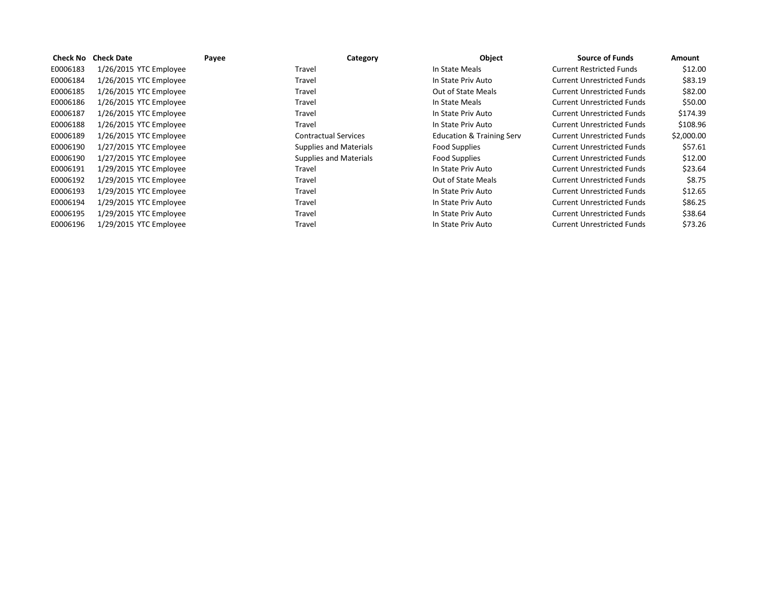| Check No | Check Date | Payee | Category | Object | Source of Funds | Amount |
|---|---|---|---|---|---|---|
| E0006183 | 1/26/2015 | YTC Employee | Travel | In State Meals | Current Restricted Funds | $12.00 |
| E0006184 | 1/26/2015 | YTC Employee | Travel | In State Priv Auto | Current Unrestricted Funds | $83.19 |
| E0006185 | 1/26/2015 | YTC Employee | Travel | Out of State Meals | Current Unrestricted Funds | $82.00 |
| E0006186 | 1/26/2015 | YTC Employee | Travel | In State Meals | Current Unrestricted Funds | $50.00 |
| E0006187 | 1/26/2015 | YTC Employee | Travel | In State Priv Auto | Current Unrestricted Funds | $174.39 |
| E0006188 | 1/26/2015 | YTC Employee | Travel | In State Priv Auto | Current Unrestricted Funds | $108.96 |
| E0006189 | 1/26/2015 | YTC Employee | Contractual Services | Education & Training Serv | Current Unrestricted Funds | $2,000.00 |
| E0006190 | 1/27/2015 | YTC Employee | Supplies and Materials | Food Supplies | Current Unrestricted Funds | $57.61 |
| E0006190 | 1/27/2015 | YTC Employee | Supplies and Materials | Food Supplies | Current Unrestricted Funds | $12.00 |
| E0006191 | 1/29/2015 | YTC Employee | Travel | In State Priv Auto | Current Unrestricted Funds | $23.64 |
| E0006192 | 1/29/2015 | YTC Employee | Travel | Out of State Meals | Current Unrestricted Funds | $8.75 |
| E0006193 | 1/29/2015 | YTC Employee | Travel | In State Priv Auto | Current Unrestricted Funds | $12.65 |
| E0006194 | 1/29/2015 | YTC Employee | Travel | In State Priv Auto | Current Unrestricted Funds | $86.25 |
| E0006195 | 1/29/2015 | YTC Employee | Travel | In State Priv Auto | Current Unrestricted Funds | $38.64 |
| E0006196 | 1/29/2015 | YTC Employee | Travel | In State Priv Auto | Current Unrestricted Funds | $73.26 |